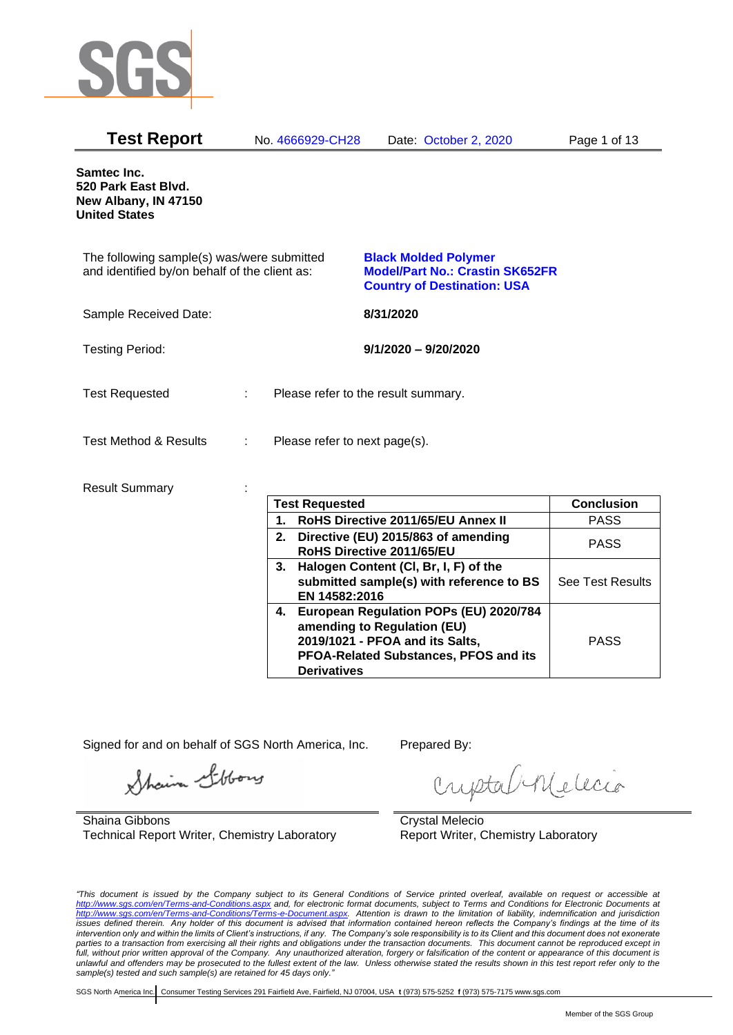**Test Report** No. 4666929-CH28 Date: October 2, 2020

**Samtec Inc.**
**520 Park East Blvd.**
**New Albany, IN 47150**
**United States**

The following sample(s) was/were submitted and identified by/on behalf of the client as:

**Black Molded Polymer**
**Model/Part No.: Crastin SK652FR**
**Country of Destination: USA**

Sample Received Date: **8/31/2020**

Testing Period: **9/1/2020 – 9/20/2020**

Test Requested : Please refer to the result summary.

Test Method & Results : Please refer to next page(s).

Result Summary :

| Test Requested | Conclusion |
|---|---|
| **1. RoHS Directive 2011/65/EU Annex II** | PASS |
| **2. Directive (EU) 2015/863 of amending RoHS Directive 2011/65/EU** | PASS |
| **3. Halogen Content (Cl, Br, I, F) of the submitted sample(s) with reference to BS EN 14582:2016** | See Test Results |
| **4. European Regulation POPs (EU) 2020/784 amending to Regulation (EU) 2019/1021 - PFOA and its Salts, PFOA-Related Substances, PFOS and its Derivatives** | PASS |

Signed for and on behalf of SGS North America, Inc.

Shaina Gibbons
Technical Report Writer, Chemistry Laboratory

Prepared By:

Crystal Melecio
Report Writer, Chemistry Laboratory

*"This document is issued by the Company subject to its General Conditions of Service printed overleaf, available on request or accessible at http://www.sgs.com/en/Terms-and-Conditions.aspx and, for electronic format documents, subject to Terms and Conditions for Electronic Documents at http://www.sgs.com/en/Terms-and-Conditions/Terms-e-Document.aspx. Attention is drawn to the limitation of liability, indemnification and jurisdiction issues defined therein. Any holder of this document is advised that information contained hereon reflects the Company's findings at the time of its intervention only and within the limits of Client's instructions, if any. The Company's sole responsibility is to its Client and this document does not exonerate parties to a transaction from exercising all their rights and obligations under the transaction documents. This document cannot be reproduced except in full, without prior written approval of the Company. Any unauthorized alteration, forgery or falsification of the content or appearance of this document is unlawful and offenders may be prosecuted to the fullest extent of the law. Unless otherwise stated the results shown in this test report refer only to the sample(s) tested and such sample(s) are retained for 45 days only."*

SGS North America Inc. | Consumer Testing Services 291 Fairfield Ave, Fairfield, NJ 07004, USA **t** (973) 575-5252 **f** (973) 575-7175 www.sgs.com

Member of the SGS Group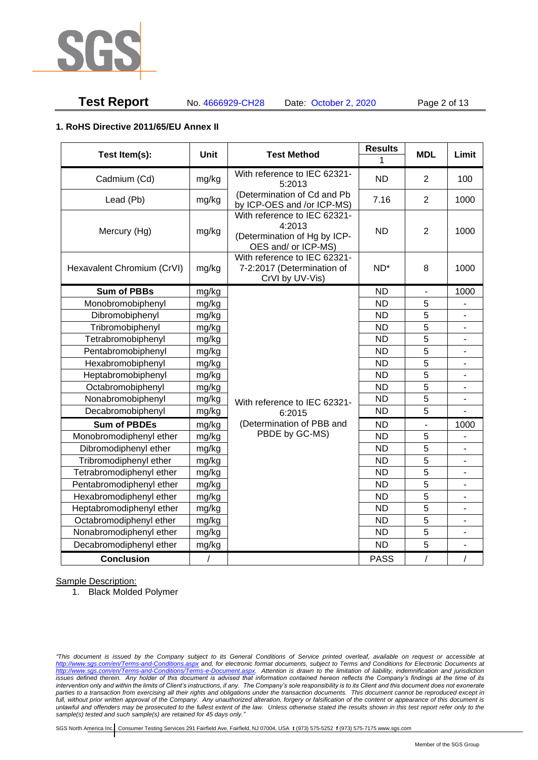## 1. RoHS Directive 2011/65/EU Annex II

| Test Item(s): | Unit | Test Method | Results | MDL | Limit |
|---|---|---|---|---|---|
| | | | 1 | | |
| Cadmium (Cd) | mg/kg | With reference to IEC 62321-5:2013 (Determination of Cd and Pb by ICP-OES and /or ICP-MS) | ND | 2 | 100 |
| Lead (Pb) | mg/kg | | 7.16 | 2 | 1000 |
| Mercury (Hg) | mg/kg | With reference to IEC 62321-4:2013 (Determination of Hg by ICP-OES and/ or ICP-MS) | ND | 2 | 1000 |
| Hexavalent Chromium (CrVI) | mg/kg | With reference to IEC 62321-7-2:2017 (Determination of CrVI by UV-Vis) | ND* | 8 | 1000 |
| **Sum of PBBs** | mg/kg | With reference to IEC 62321-6:2015 (Determination of PBB and PBDE by GC-MS) | ND | - | 1000 |
| Monobromobiphenyl | mg/kg | | ND | 5 | - |
| Dibromobiphenyl | mg/kg | | ND | 5 | - |
| Tribromobiphenyl | mg/kg | | ND | 5 | - |
| Tetrabromobiphenyl | mg/kg | | ND | 5 | - |
| Pentabromobiphenyl | mg/kg | | ND | 5 | - |
| Hexabromobiphenyl | mg/kg | | ND | 5 | - |
| Heptabromobiphenyl | mg/kg | | ND | 5 | - |
| Octabromobiphenyl | mg/kg | | ND | 5 | - |
| Nonabromobiphenyl | mg/kg | | ND | 5 | - |
| Decabromobiphenyl | mg/kg | | ND | 5 | - |
| **Sum of PBDEs** | mg/kg | | ND | - | 1000 |
| Monobromodiphenyl ether | mg/kg | | ND | 5 | - |
| Dibromodiphenyl ether | mg/kg | | ND | 5 | - |
| Tribromodiphenyl ether | mg/kg | | ND | 5 | - |
| Tetrabromodiphenyl ether | mg/kg | | ND | 5 | - |
| Pentabromodiphenyl ether | mg/kg | | ND | 5 | - |
| Hexabromodiphenyl ether | mg/kg | | ND | 5 | - |
| Heptabromodiphenyl ether | mg/kg | | ND | 5 | - |
| Octabromodiphenyl ether | mg/kg | | ND | 5 | - |
| Nonabromodiphenyl ether | mg/kg | | ND | 5 | - |
| Decabromodiphenyl ether | mg/kg | | ND | 5 | - |
| **Conclusion** | / | | PASS | / | / |

Sample Description:

1. Black Molded Polymer

*"This document is issued by the Company subject to its General Conditions of Service printed overleaf, available on request or accessible at http://www.sgs.com/en/Terms-and-Conditions.aspx and, for electronic format documents, subject to Terms and Conditions for Electronic Documents at http://www.sgs.com/en/Terms-and-Conditions/Terms-e-Document.aspx. Attention is drawn to the limitation of liability, indemnification and jurisdiction issues defined therein. Any holder of this document is advised that information contained hereon reflects the Company's findings at the time of its intervention only and within the limits of Client's instructions, if any. The Company's sole responsibility is to its Client and this document does not exonerate parties to a transaction from exercising all their rights and obligations under the transaction documents. This document cannot be reproduced except in full, without prior written approval of the Company. Any unauthorized alteration, forgery or falsification of the content or appearance of this document is unlawful and offenders may be prosecuted to the fullest extent of the law. Unless otherwise stated the results shown in this test report refer only to the sample(s) tested and such sample(s) are retained for 45 days only."*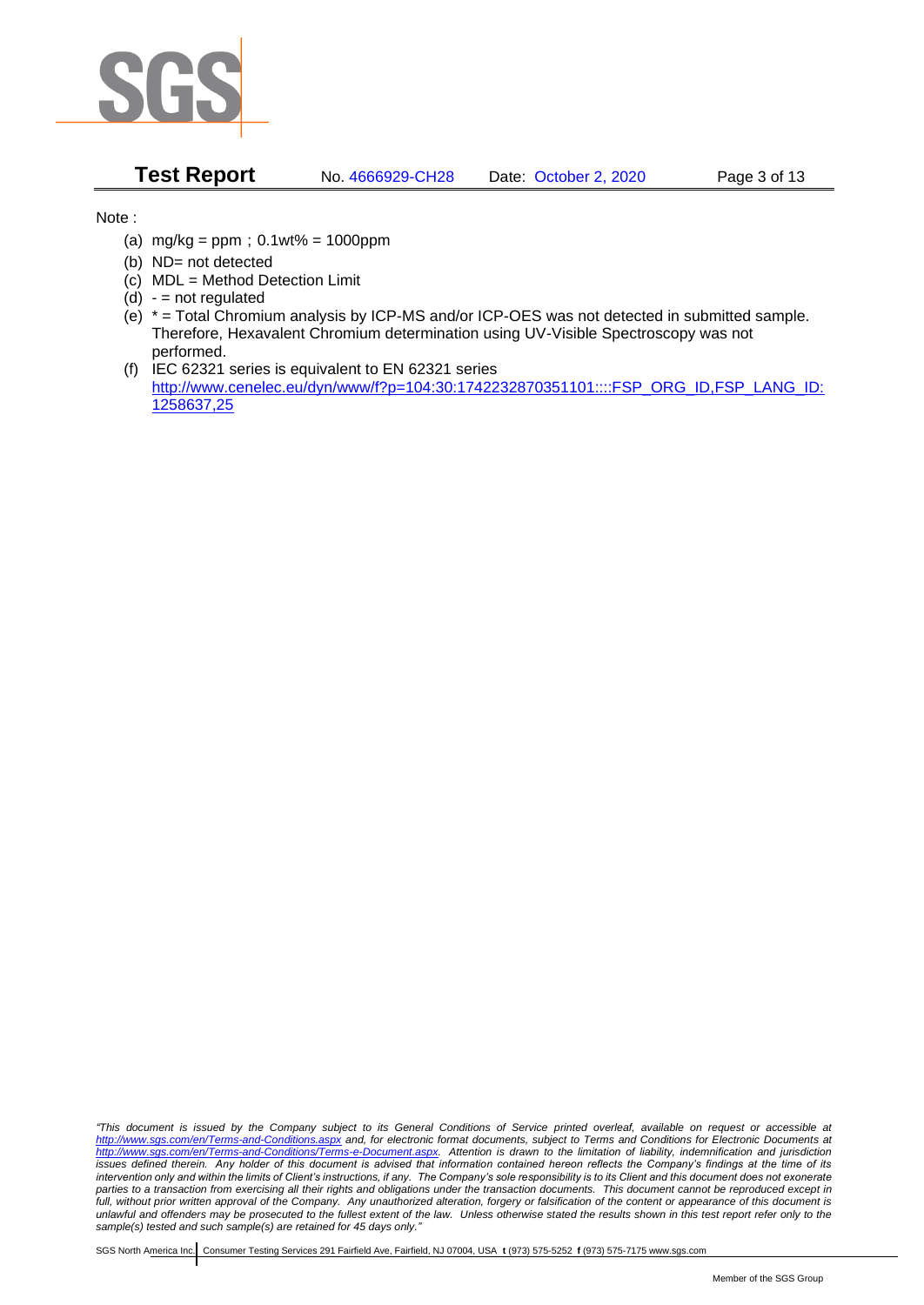Note :

(a) mg/kg = ppm ; 0.1wt% = 1000ppm

(b) ND= not detected

(c) MDL = Method Detection Limit

(d) - = not regulated

(e) * = Total Chromium analysis by ICP-MS and/or ICP-OES was not detected in submitted sample. Therefore, Hexavalent Chromium determination using UV-Visible Spectroscopy was not performed.

(f) IEC 62321 series is equivalent to EN 62321 series
http://www.cenelec.eu/dyn/www/f?p=104:30:1742232870351101::::FSP_ORG_ID,FSP_LANG_ID:1258637,25

*"This document is issued by the Company subject to its General Conditions of Service printed overleaf, available on request or accessible at http://www.sgs.com/en/Terms-and-Conditions.aspx and, for electronic format documents, subject to Terms and Conditions for Electronic Documents at http://www.sgs.com/en/Terms-and-Conditions/Terms-e-Document.aspx. Attention is drawn to the limitation of liability, indemnification and jurisdiction issues defined therein. Any holder of this document is advised that information contained hereon reflects the Company's findings at the time of its intervention only and within the limits of Client's instructions, if any. The Company's sole responsibility is to its Client and this document does not exonerate parties to a transaction from exercising all their rights and obligations under the transaction documents. This document cannot be reproduced except in full, without prior written approval of the Company. Any unauthorized alteration, forgery or falsification of the content or appearance of this document is unlawful and offenders may be prosecuted to the fullest extent of the law. Unless otherwise stated the results shown in this test report refer only to the sample(s) tested and such sample(s) are retained for 45 days only."*

SGS North America Inc. | Consumer Testing Services 291 Fairfield Ave, Fairfield, NJ 07004, USA **t** (973) 575-5252 **f** (973) 575-7175 www.sgs.com

Member of the SGS Group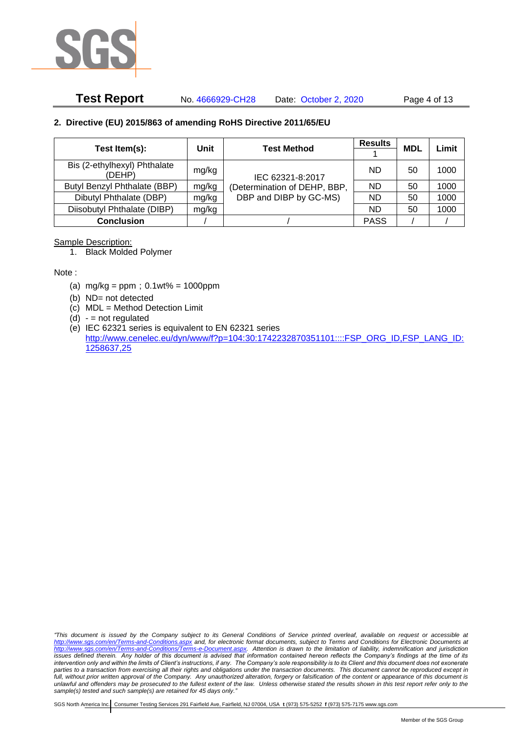## 2. Directive (EU) 2015/863 of amending RoHS Directive 2011/65/EU

| Test Item(s): | Unit | Test Method | Results | MDL | Limit |
|---|---|---|---|---|---|
| | | | 1 | | |
| Bis (2-ethylhexyl) Phthalate (DEHP) | mg/kg | IEC 62321-8:2017 (Determination of DEHP, BBP, DBP and DIBP by GC-MS) | ND | 50 | 1000 |
| Butyl Benzyl Phthalate (BBP) | mg/kg | | ND | 50 | 1000 |
| Dibutyl Phthalate (DBP) | mg/kg | | ND | 50 | 1000 |
| Diisobutyl Phthalate (DIBP) | mg/kg | | ND | 50 | 1000 |
| **Conclusion** | / | / | PASS | / | / |

Sample Description:

1. Black Molded Polymer

Note :

(a) mg/kg = ppm；0.1wt% = 1000ppm
(b) ND= not detected
(c) MDL = Method Detection Limit
(d) - = not regulated
(e) IEC 62321 series is equivalent to EN 62321 series
http://www.cenelec.eu/dyn/www/f?p=104:30:1742232870351101::::FSP_ORG_ID,FSP_LANG_ID:1258637,25

*"This document is issued by the Company subject to its General Conditions of Service printed overleaf, available on request or accessible at http://www.sgs.com/en/Terms-and-Conditions.aspx and, for electronic format documents, subject to Terms and Conditions for Electronic Documents at http://www.sgs.com/en/Terms-and-Conditions/Terms-e-Document.aspx. Attention is drawn to the limitation of liability, indemnification and jurisdiction issues defined therein. Any holder of this document is advised that information contained hereon reflects the Company's findings at the time of its intervention only and within the limits of Client's instructions, if any. The Company's sole responsibility is to its Client and this document does not exonerate parties to a transaction from exercising all their rights and obligations under the transaction documents. This document cannot be reproduced except in full, without prior written approval of the Company. Any unauthorized alteration, forgery or falsification of the content or appearance of this document is unlawful and offenders may be prosecuted to the fullest extent of the law. Unless otherwise stated the results shown in this test report refer only to the sample(s) tested and such sample(s) are retained for 45 days only."*

SGS North America Inc. | Consumer Testing Services 291 Fairfield Ave, Fairfield, NJ 07004, USA **t** (973) 575-5252 **f** (973) 575-7175 www.sgs.com

Member of the SGS Group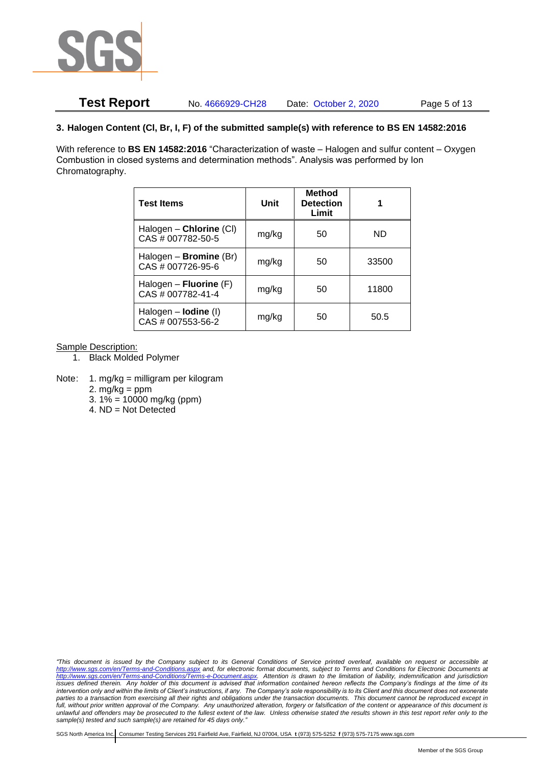### 3. Halogen Content (Cl, Br, I, F) of the submitted sample(s) with reference to BS EN 14582:2016

With reference to **BS EN 14582:2016** "Characterization of waste – Halogen and sulfur content – Oxygen Combustion in closed systems and determination methods". Analysis was performed by Ion Chromatography.

| Test Items | Unit | Method Detection Limit | 1 |
|---|---|---|---|
| Halogen – **Chlorine** (Cl) CAS # 007782-50-5 | mg/kg | 50 | ND |
| Halogen – **Bromine** (Br) CAS # 007726-95-6 | mg/kg | 50 | 33500 |
| Halogen – **Fluorine** (F) CAS # 007782-41-4 | mg/kg | 50 | 11800 |
| Halogen – **Iodine** (I) CAS # 007553-56-2 | mg/kg | 50 | 50.5 |

Sample Description:

1. Black Molded Polymer

Note:
1. mg/kg = milligram per kilogram
2. mg/kg = ppm
3. 1% = 10000 mg/kg (ppm)
4. ND = Not Detected

*"This document is issued by the Company subject to its General Conditions of Service printed overleaf, available on request or accessible at http://www.sgs.com/en/Terms-and-Conditions.aspx and, for electronic format documents, subject to Terms and Conditions for Electronic Documents at http://www.sgs.com/en/Terms-and-Conditions/Terms-e-Document.aspx. Attention is drawn to the limitation of liability, indemnification and jurisdiction issues defined therein. Any holder of this document is advised that information contained hereon reflects the Company's findings at the time of its intervention only and within the limits of Client's instructions, if any. The Company's sole responsibility is to its Client and this document does not exonerate parties to a transaction from exercising all their rights and obligations under the transaction documents. This document cannot be reproduced except in full, without prior written approval of the Company. Any unauthorized alteration, forgery or falsification of the content or appearance of this document is unlawful and offenders may be prosecuted to the fullest extent of the law. Unless otherwise stated the results shown in this test report refer only to the sample(s) tested and such sample(s) are retained for 45 days only."*

SGS North America Inc. | Consumer Testing Services 291 Fairfield Ave, Fairfield, NJ 07004, USA **t** (973) 575-5252 **f** (973) 575-7175 www.sgs.com

Member of the SGS Group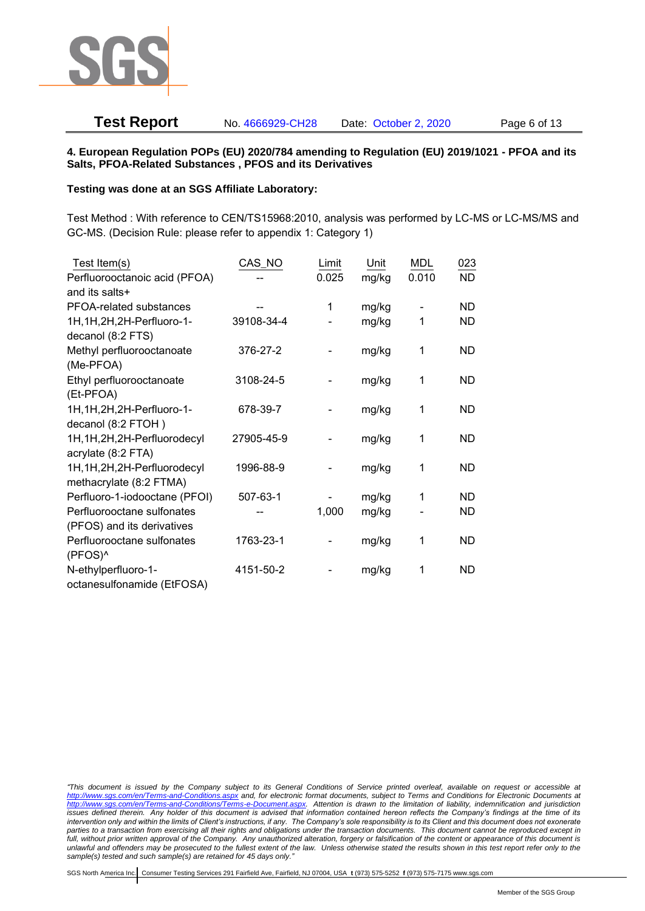**4. European Regulation POPs (EU) 2020/784 amending to Regulation (EU) 2019/1021 - PFOA and its Salts, PFOA-Related Substances , PFOS and its Derivatives**

**Testing was done at an SGS Affiliate Laboratory:**

Test Method : With reference to CEN/TS15968:2010, analysis was performed by LC-MS or LC-MS/MS and GC-MS. (Decision Rule: please refer to appendix 1: Category 1)

| Test Item(s) | CAS_NO | Limit | Unit | MDL | 023 |
|---|---|---|---|---|---|
| Perfluorooctanoic acid (PFOA) and its salts+ | -- | 0.025 | mg/kg | 0.010 | ND |
| PFOA-related substances | -- | 1 | mg/kg | - | ND |
| 1H,1H,2H,2H-Perfluoro-1-decanol (8:2 FTS) | 39108-34-4 | - | mg/kg | 1 | ND |
| Methyl perfluorooctanoate (Me-PFOA) | 376-27-2 | - | mg/kg | 1 | ND |
| Ethyl perfluorooctanoate (Et-PFOA) | 3108-24-5 | - | mg/kg | 1 | ND |
| 1H,1H,2H,2H-Perfluoro-1-decanol (8:2 FTOH ) | 678-39-7 | - | mg/kg | 1 | ND |
| 1H,1H,2H,2H-Perfluorodecyl acrylate (8:2 FTA) | 27905-45-9 | - | mg/kg | 1 | ND |
| 1H,1H,2H,2H-Perfluorodecyl methacrylate (8:2 FTMA) | 1996-88-9 | - | mg/kg | 1 | ND |
| Perfluoro-1-iodooctane (PFOI) | 507-63-1 | - | mg/kg | 1 | ND |
| Perfluorooctane sulfonates (PFOS) and its derivatives | -- | 1,000 | mg/kg | - | ND |
| Perfluorooctane sulfonates (PFOS)^ | 1763-23-1 | - | mg/kg | 1 | ND |
| N-ethylperfluoro-1-octanesulfonamide (EtFOSA) | 4151-50-2 | - | mg/kg | 1 | ND |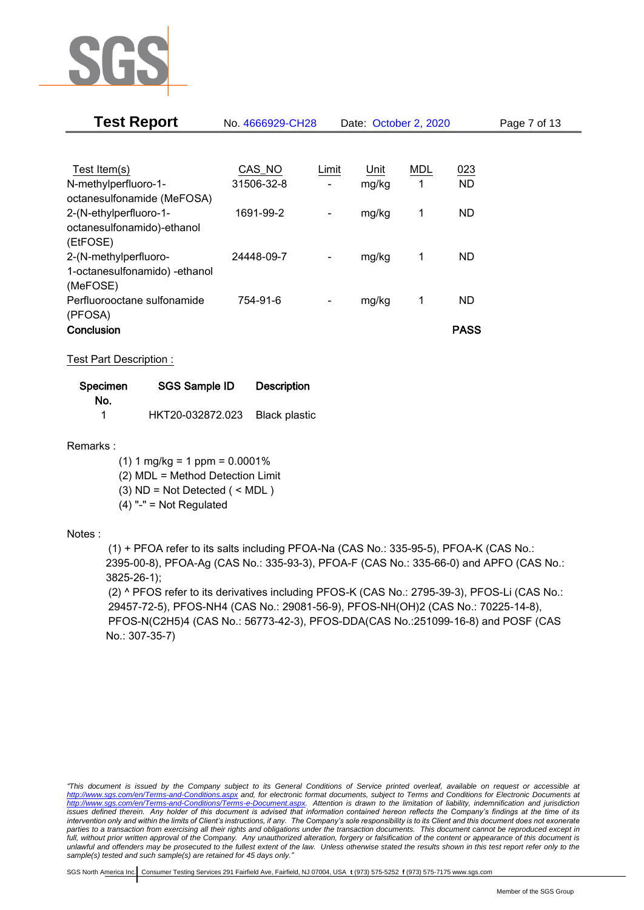| Test Item(s) | CAS_NO | Limit | Unit | MDL | 023 |
|---|---|---|---|---|---|
| N-methylperfluoro-1-octanesulfonamide (MeFOSA) | 31506-32-8 | - | mg/kg | 1 | ND |
| 2-(N-ethylperfluoro-1-octanesulfonamido)-ethanol (EtFOSE) | 1691-99-2 | - | mg/kg | 1 | ND |
| 2-(N-methylperfluoro-1-octanesulfonamido) -ethanol (MeFOSE) | 24448-09-7 | - | mg/kg | 1 | ND |
| Perfluorooctane sulfonamide (PFOSA) | 754-91-6 | - | mg/kg | 1 | ND |
| **Conclusion** | | | | | **PASS** |

Test Part Description :

| Specimen No. | SGS Sample ID | Description |
|---|---|---|
| 1 | HKT20-032872.023 | Black plastic |

Remarks :

(1) 1 mg/kg = 1 ppm = 0.0001%
(2) MDL = Method Detection Limit
(3) ND = Not Detected ( < MDL )
(4) "-" = Not Regulated

Notes :

(1) + PFOA refer to its salts including PFOA-Na (CAS No.: 335-95-5), PFOA-K (CAS No.: 2395-00-8), PFOA-Ag (CAS No.: 335-93-3), PFOA-F (CAS No.: 335-66-0) and APFO (CAS No.: 3825-26-1);
(2) ^ PFOS refer to its derivatives including PFOS-K (CAS No.: 2795-39-3), PFOS-Li (CAS No.: 29457-72-5), PFOS-NH4 (CAS No.: 29081-56-9), PFOS-NH(OH)2 (CAS No.: 70225-14-8), PFOS-N(C2H5)4 (CAS No.: 56773-42-3), PFOS-DDA(CAS No.:251099-16-8) and POSF (CAS No.: 307-35-7)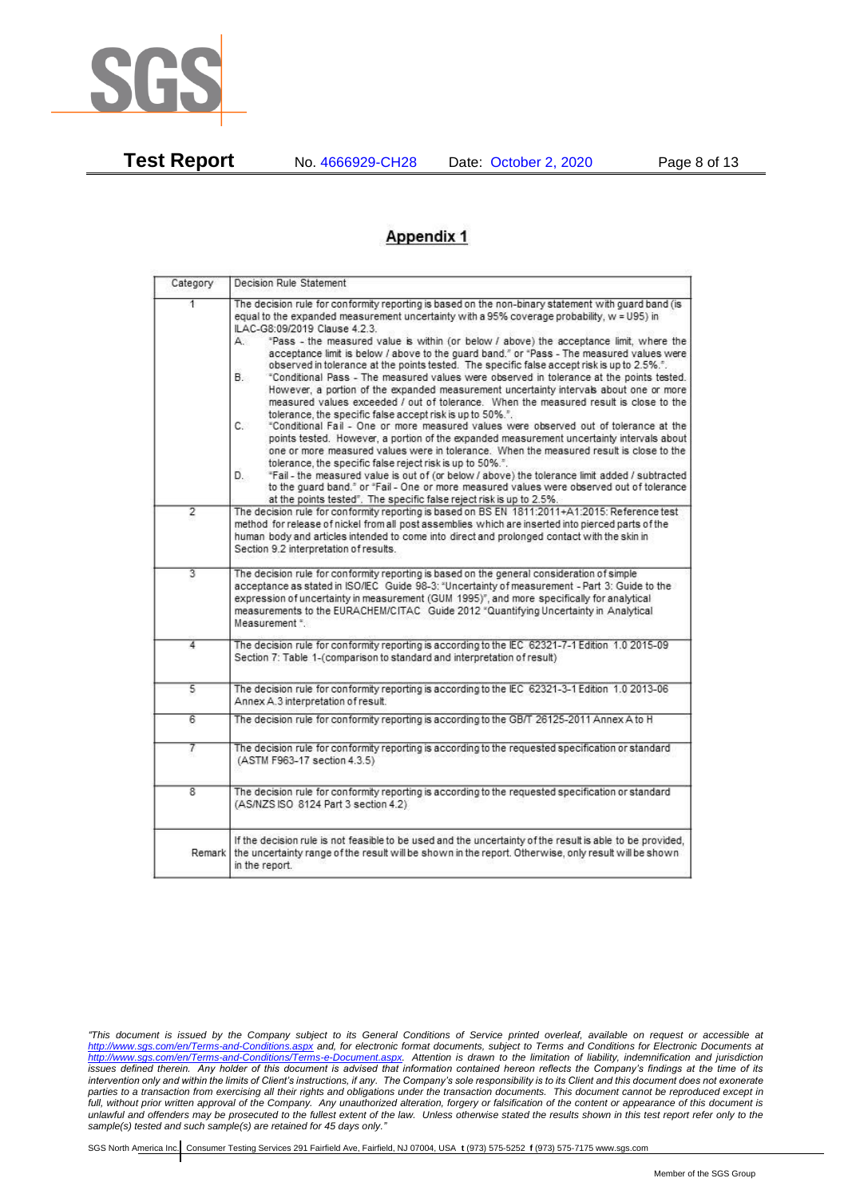## Appendix 1

| Category | Decision Rule Statement |
|---|---|
| 1 | The decision rule for conformity reporting is based on the non-binary statement with guard band (is equal to the expanded measurement uncertainty with a 95% coverage probability, w = U95) in ILAC-G8:09/2019 Clause 4.2.3.<br>A. "Pass - the measured value is within (or below / above) the acceptance limit, where the acceptance limit is below / above to the guard band." or "Pass - The measured values were observed in tolerance at the points tested. The specific false accept risk is up to 2.5%.".<br>B. "Conditional Pass - The measured values were observed in tolerance at the points tested. However, a portion of the expanded measurement uncertainty intervals about one or more measured values exceeded / out of tolerance. When the measured result is close to the tolerance, the specific false accept risk is up to 50%.".<br>C. "Conditional Fail - One or more measured values were observed out of tolerance at the points tested. However, a portion of the expanded measurement uncertainty intervals about one or more measured values were in tolerance. When the measured result is close to the tolerance, the specific false reject risk is up to 50%.".<br>D. "Fail - the measured value is out of (or below / above) the tolerance limit added / subtracted to the guard band." or "Fail - One or more measured values were observed out of tolerance at the points tested". The specific false reject risk is up to 2.5%. |
| 2 | The decision rule for conformity reporting is based on BS EN 1811:2011+A1:2015: Reference test method for release of nickel from all post assemblies which are inserted into pierced parts of the human body and articles intended to come into direct and prolonged contact with the skin in Section 9.2 interpretation of results. |
| 3 | The decision rule for conformity reporting is based on the general consideration of simple acceptance as stated in ISO/IEC Guide 98-3: "Uncertainty of measurement - Part 3: Guide to the expression of uncertainty in measurement (GUM 1995)", and more specifically for analytical measurements to the EURACHEM/CITAC Guide 2012 "Quantifying Uncertainty in Analytical Measurement ". |
| 4 | The decision rule for conformity reporting is according to the IEC 62321-7-1 Edition 1.0 2015-09 Section 7: Table 1-(comparison to standard and interpretation of result) |
| 5 | The decision rule for conformity reporting is according to the IEC 62321-3-1 Edition 1.0 2013-06 Annex A.3 interpretation of result. |
| 6 | The decision rule for conformity reporting is according to the GB/T 26125-2011 Annex A to H |
| 7 | The decision rule for conformity reporting is according to the requested specification or standard (ASTM F963-17 section 4.3.5) |
| 8 | The decision rule for conformity reporting is according to the requested specification or standard (AS/NZS ISO 8124 Part 3 section 4.2) |
| Remark | If the decision rule is not feasible to be used and the uncertainty of the result is able to be provided, the uncertainty range of the result will be shown in the report. Otherwise, only result will be shown in the report. |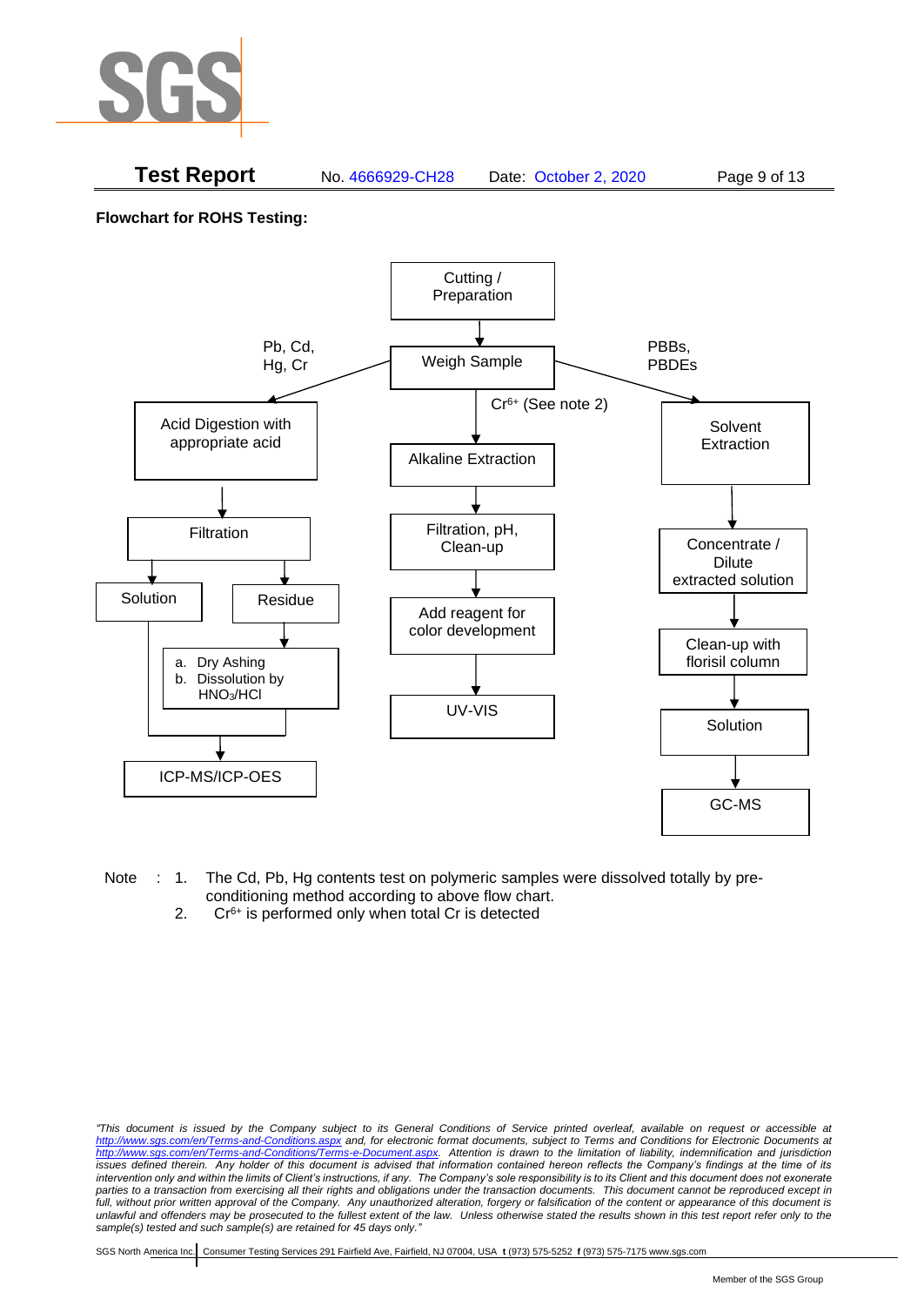**Flowchart for ROHS Testing:**

Cutting / Preparation → Weigh Sample

Pb, Cd, Hg, Cr:
- Acid Digestion with appropriate acid → Filtration
  - Solution → ICP-MS/ICP-OES
  - Residue → a. Dry Ashing b. Dissolution by $HNO_3$/HCl → ICP-MS/ICP-OES

$Cr^{6+}$ (See note 2):
- Alkaline Extraction → Filtration, pH, Clean-up → Add reagent for color development → UV-VIS

PBBs, PBDEs:
- Solvent Extraction → Concentrate / Dilute extracted solution → Clean-up with florisil column → Solution → GC-MS

Note : 1. The Cd, Pb, Hg contents test on polymeric samples were dissolved totally by pre-conditioning method according to above flow chart.
2. $Cr^{6+}$ is performed only when total Cr is detected

*"This document is issued by the Company subject to its General Conditions of Service printed overleaf, available on request or accessible at http://www.sgs.com/en/Terms-and-Conditions.aspx and, for electronic format documents, subject to Terms and Conditions for Electronic Documents at http://www.sgs.com/en/Terms-and-Conditions/Terms-e-Document.aspx. Attention is drawn to the limitation of liability, indemnification and jurisdiction issues defined therein. Any holder of this document is advised that information contained hereon reflects the Company's findings at the time of its intervention only and within the limits of Client's instructions, if any. The Company's sole responsibility is to its Client and this document does not exonerate parties to a transaction from exercising all their rights and obligations under the transaction documents. This document cannot be reproduced except in full, without prior written approval of the Company. Any unauthorized alteration, forgery or falsification of the content or appearance of this document is unlawful and offenders may be prosecuted to the fullest extent of the law. Unless otherwise stated the results shown in this test report refer only to the sample(s) tested and such sample(s) are retained for 45 days only."*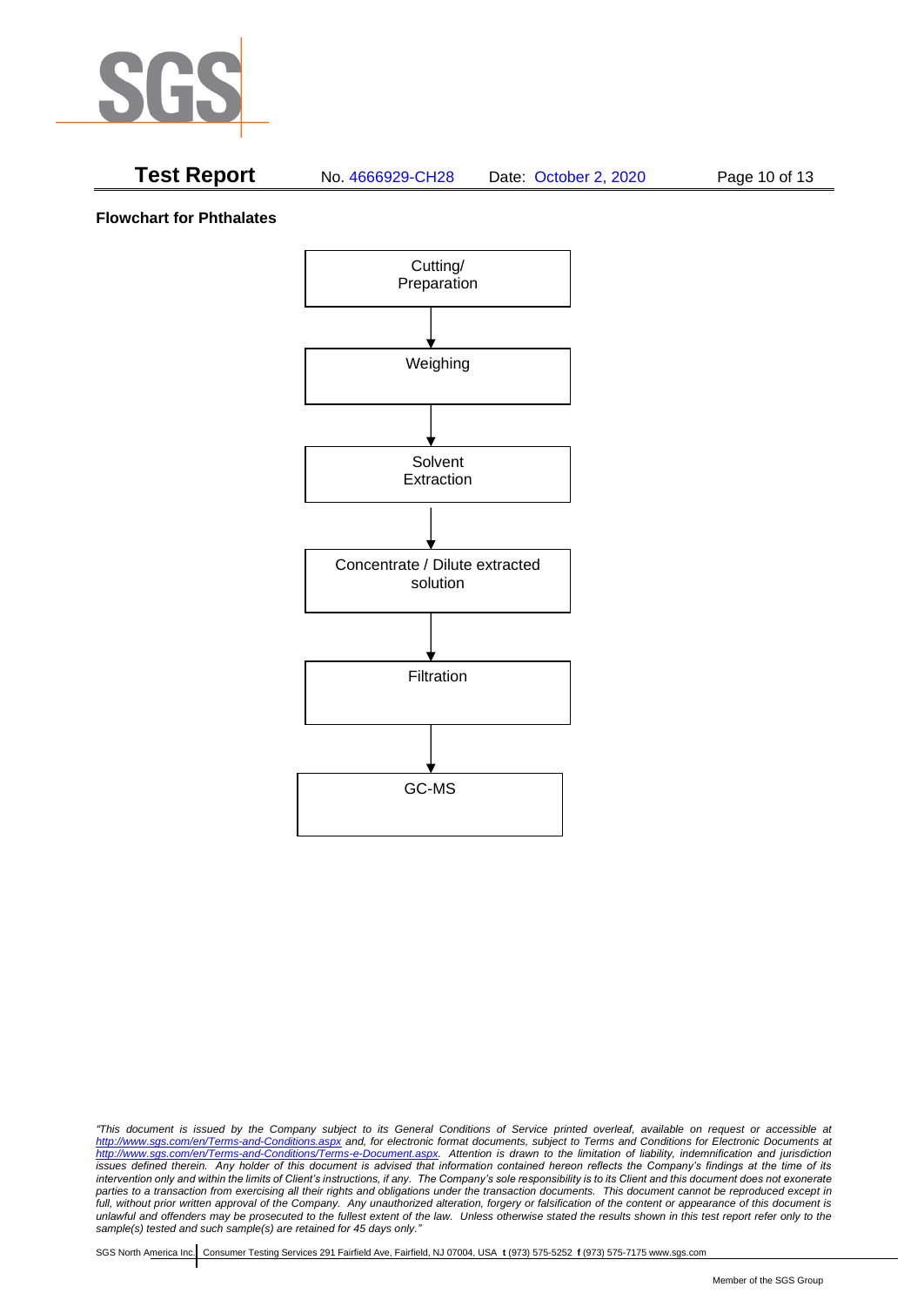**Test Report** No. 4666929-CH28 Date: October 2, 2020

**Flowchart for Phthalates**

Cutting/ Preparation

↓

Weighing

↓

Solvent Extraction

↓

Concentrate / Dilute extracted solution

↓

Filtration

↓

GC-MS

*"This document is issued by the Company subject to its General Conditions of Service printed overleaf, available on request or accessible at http://www.sgs.com/en/Terms-and-Conditions.aspx and, for electronic format documents, subject to Terms and Conditions for Electronic Documents at http://www.sgs.com/en/Terms-and-Conditions/Terms-e-Document.aspx. Attention is drawn to the limitation of liability, indemnification and jurisdiction issues defined therein. Any holder of this document is advised that information contained hereon reflects the Company's findings at the time of its intervention only and within the limits of Client's instructions, if any. The Company's sole responsibility is to its Client and this document does not exonerate parties to a transaction from exercising all their rights and obligations under the transaction documents. This document cannot be reproduced except in full, without prior written approval of the Company. Any unauthorized alteration, forgery or falsification of the content or appearance of this document is unlawful and offenders may be prosecuted to the fullest extent of the law. Unless otherwise stated the results shown in this test report refer only to the sample(s) tested and such sample(s) are retained for 45 days only."*

SGS North America Inc. | Consumer Testing Services 291 Fairfield Ave, Fairfield, NJ 07004, USA **t** (973) 575-5252 **f** (973) 575-7175 www.sgs.com

Member of the SGS Group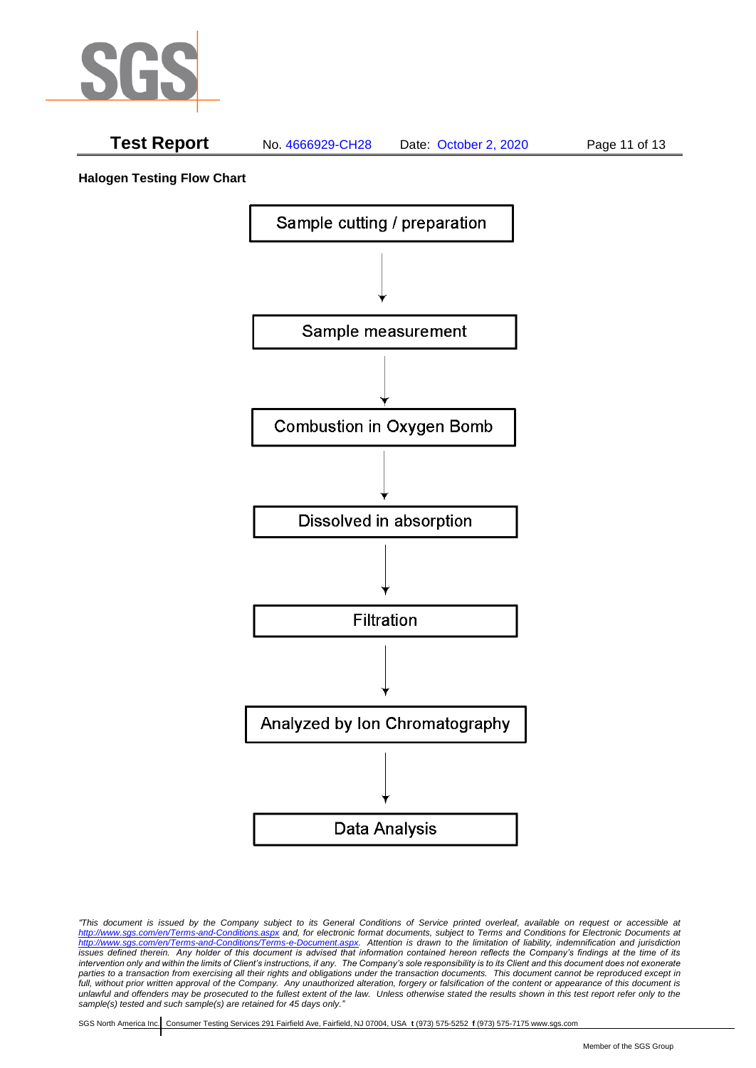**Halogen Testing Flow Chart**

Sample cutting / preparation

↓

Sample measurement

↓

Combustion in Oxygen Bomb

↓

Dissolved in absorption

↓

Filtration

↓

Analyzed by Ion Chromatography

↓

Data Analysis

*"This document is issued by the Company subject to its General Conditions of Service printed overleaf, available on request or accessible at http://www.sgs.com/en/Terms-and-Conditions.aspx and, for electronic format documents, subject to Terms and Conditions for Electronic Documents at http://www.sgs.com/en/Terms-and-Conditions/Terms-e-Document.aspx. Attention is drawn to the limitation of liability, indemnification and jurisdiction issues defined therein. Any holder of this document is advised that information contained hereon reflects the Company's findings at the time of its intervention only and within the limits of Client's instructions, if any. The Company's sole responsibility is to its Client and this document does not exonerate parties to a transaction from exercising all their rights and obligations under the transaction documents. This document cannot be reproduced except in full, without prior written approval of the Company. Any unauthorized alteration, forgery or falsification of the content or appearance of this document is unlawful and offenders may be prosecuted to the fullest extent of the law. Unless otherwise stated the results shown in this test report refer only to the sample(s) tested and such sample(s) are retained for 45 days only."*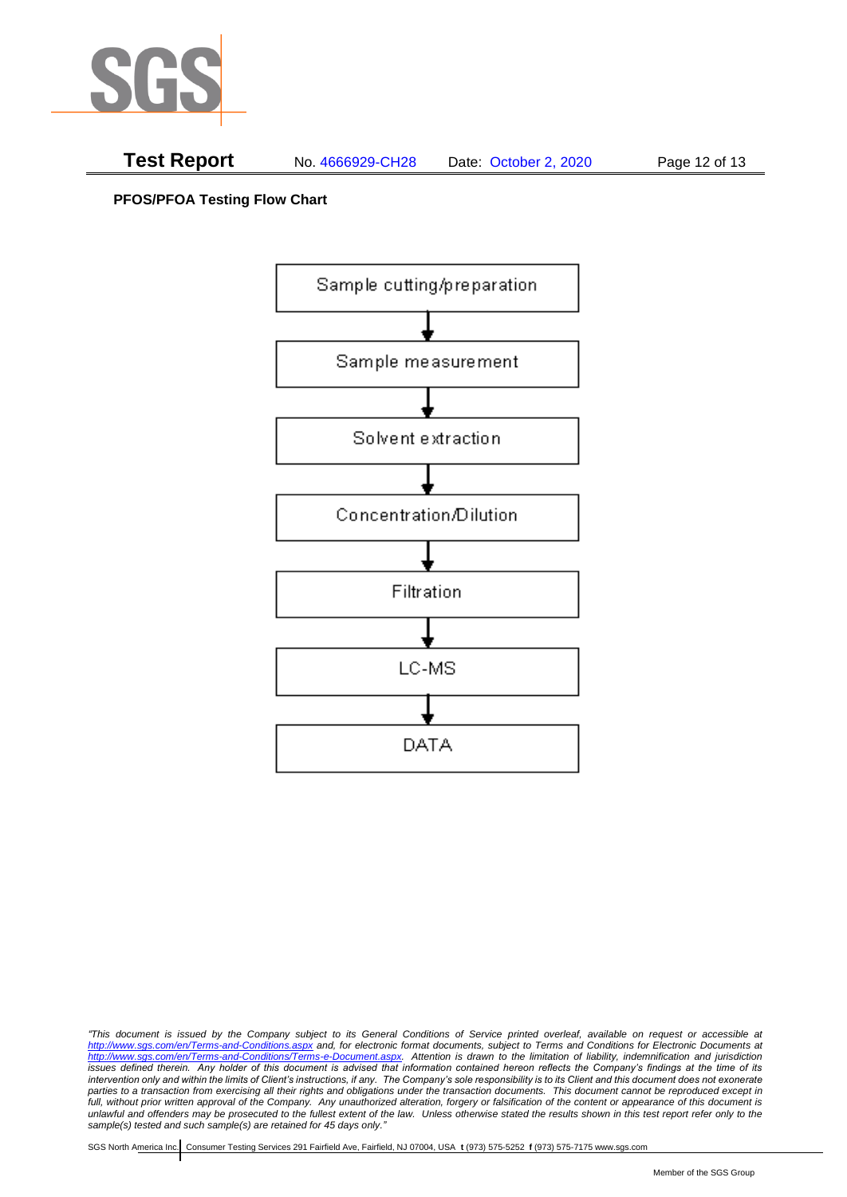**PFOS/PFOA Testing Flow Chart**

Sample cutting/preparation

↓

Sample measurement

↓

Solvent extraction

↓

Concentration/Dilution

↓

Filtration

↓

LC-MS

↓

DATA

*"This document is issued by the Company subject to its General Conditions of Service printed overleaf, available on request or accessible at http://www.sgs.com/en/Terms-and-Conditions.aspx and, for electronic format documents, subject to Terms and Conditions for Electronic Documents at http://www.sgs.com/en/Terms-and-Conditions/Terms-e-Document.aspx. Attention is drawn to the limitation of liability, indemnification and jurisdiction issues defined therein. Any holder of this document is advised that information contained hereon reflects the Company's findings at the time of its intervention only and within the limits of Client's instructions, if any. The Company's sole responsibility is to its Client and this document does not exonerate parties to a transaction from exercising all their rights and obligations under the transaction documents. This document cannot be reproduced except in full, without prior written approval of the Company. Any unauthorized alteration, forgery or falsification of the content or appearance of this document is unlawful and offenders may be prosecuted to the fullest extent of the law. Unless otherwise stated the results shown in this test report refer only to the sample(s) tested and such sample(s) are retained for 45 days only."*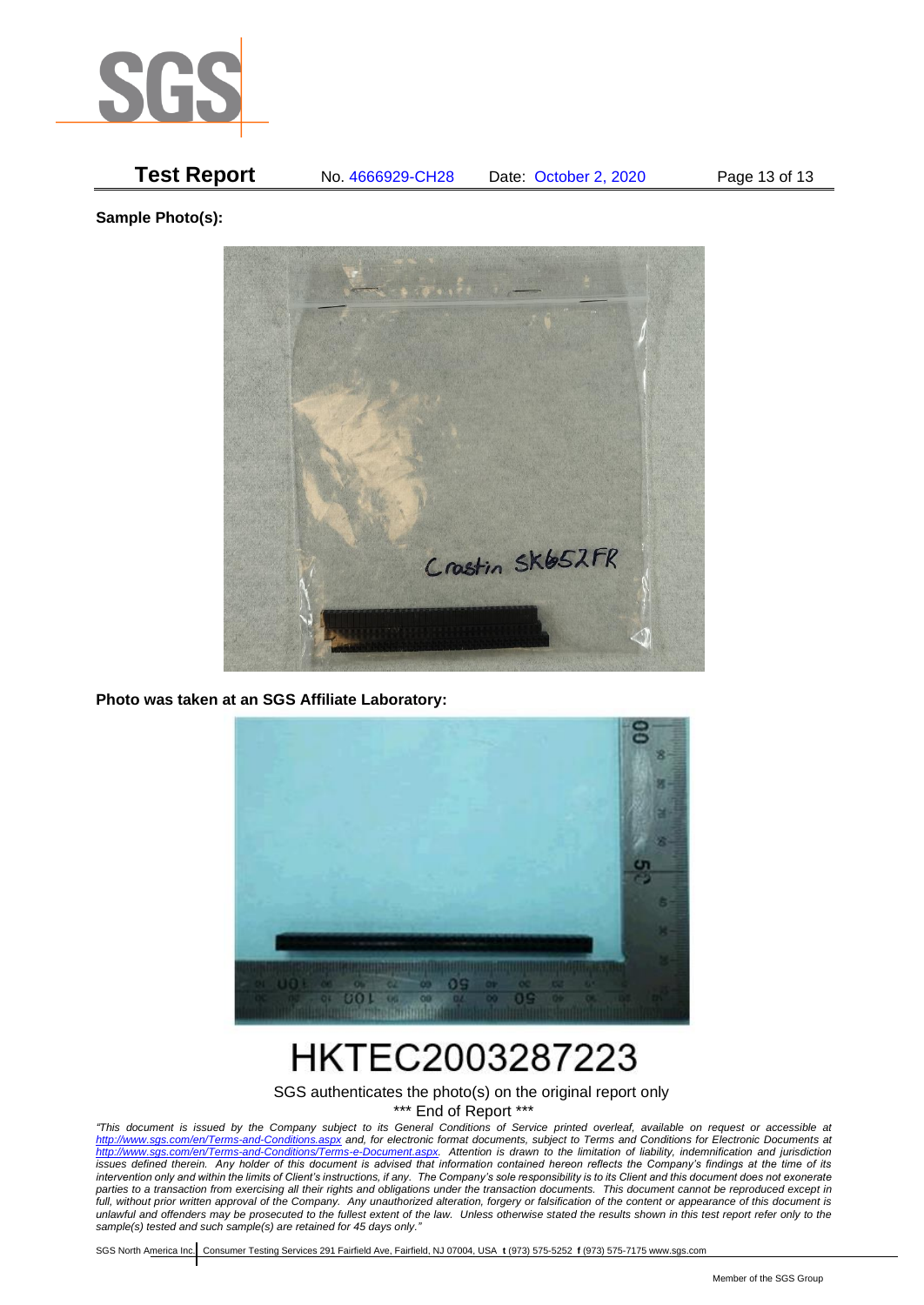**Test Report** No. 4666929-CH28 Date: October 2, 2020

**Sample Photo(s):**

Crastin SK652FR

**Photo was taken at an SGS Affiliate Laboratory:**

# HKTEC2003287223

SGS authenticates the photo(s) on the original report only

\*\*\* End of Report \*\*\*

*"This document is issued by the Company subject to its General Conditions of Service printed overleaf, available on request or accessible at http://www.sgs.com/en/Terms-and-Conditions.aspx and, for electronic format documents, subject to Terms and Conditions for Electronic Documents at http://www.sgs.com/en/Terms-and-Conditions/Terms-e-Document.aspx. Attention is drawn to the limitation of liability, indemnification and jurisdiction issues defined therein. Any holder of this document is advised that information contained hereon reflects the Company's findings at the time of its intervention only and within the limits of Client's instructions, if any. The Company's sole responsibility is to its Client and this document does not exonerate parties to a transaction from exercising all their rights and obligations under the transaction documents. This document cannot be reproduced except in full, without prior written approval of the Company. Any unauthorized alteration, forgery or falsification of the content or appearance of this document is unlawful and offenders may be prosecuted to the fullest extent of the law. Unless otherwise stated the results shown in this test report refer only to the sample(s) tested and such sample(s) are retained for 45 days only."*

SGS North America Inc. | Consumer Testing Services 291 Fairfield Ave, Fairfield, NJ 07004, USA **t** (973) 575-5252 **f** (973) 575-7175 www.sgs.com

Member of the SGS Group